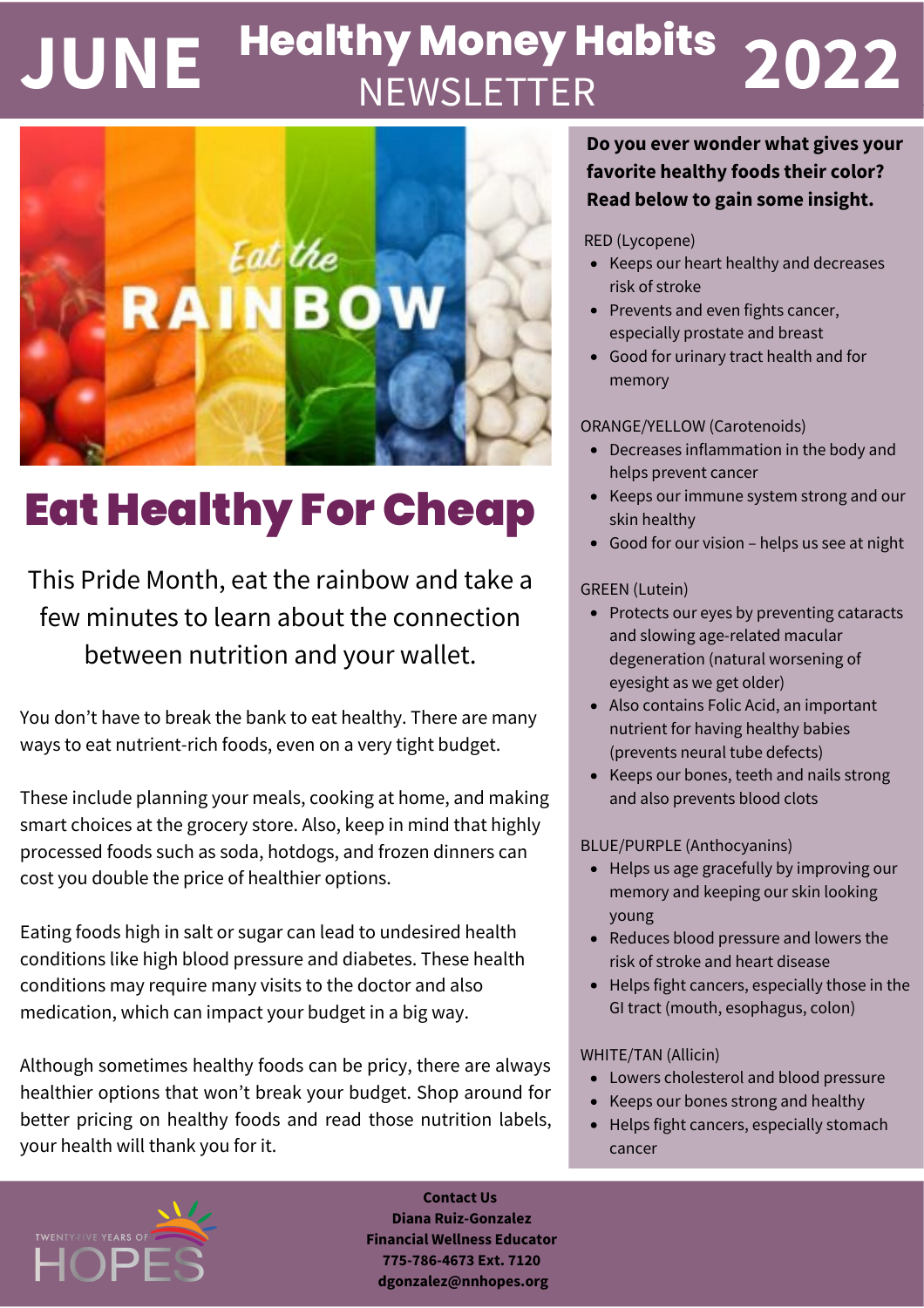# JUNE Healthy Money Habits NEWSLETTER 2022

## Eat Healthy For Cheap

This Pride Month, eat the rainbow and take a few minutes to learn about the connection between nutrition and your wallet.

You don't have to break the bank to eat healthy. There are many ways to eat nutrient-rich foods, even on a very tight budget.

These include planning your meals, cooking at home, and making smart choices at the grocery store. Also, keep in mind that highly processed foods such as soda, hotdogs, and frozen dinners can cost you double the price of healthier options.

Eating foods high in salt or sugar can lead to undesired health conditions like high blood pressure and diabetes. These health conditions may require many visits to the doctor and also medication, which can impact your budget in a big way.

Although sometimes healthy foods can be pricy, there are always healthier options that won't break your budget. Shop around for better pricing on healthy foods and read those nutrition labels, your health will thank you for it.

**Do you ever wonder what gives your favorite healthy foods their color? Read below to gain some insight.**

RED (Lycopene)

- Keeps our heart healthy and decreases risk of stroke
- Prevents and even fights cancer, especially prostate and breast
- Good for urinary tract health and for memory

ORANGE/YELLOW (Carotenoids)

- Decreases inflammation in the body and helps prevent cancer
- Keeps our immune system strong and our skin healthy
- Good for our vision – helps us see at night

GREEN (Lutein)

- Protects our eyes by preventing cataracts and slowing age-related macular degeneration (natural worsening of eyesight as we get older)
- Also contains Folic Acid, an important nutrient for having healthy babies (prevents neural tube defects)
- Keeps our bones, teeth and nails strong and also prevents blood clots

BLUE/PURPLE (Anthocyanins)

- Helps us age gracefully by improving our memory and keeping our skin looking young
- Reduces blood pressure and lowers the risk of stroke and heart disease
- Helps fight cancers, especially those in the GI tract (mouth, esophagus, colon)

WHITE/TAN (Allicin)

- Lowers cholesterol and blood pressure
- Keeps our bones strong and healthy
- Helps fight cancers, especially stomach cancer

**Contact Us**
**Diana Ruiz-Gonzalez**
**Financial Wellness Educator**
**775-786-4673 Ext. 7120**
**dgonzalez@nnhopes.org**

TWENTY-FIVE YEARS OF HOPES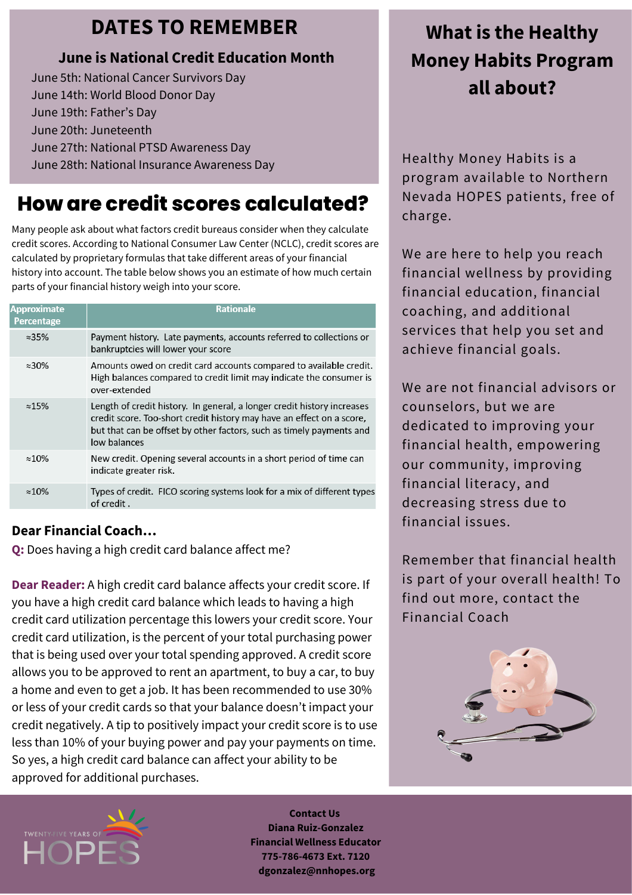# DATES TO REMEMBER

## June is National Credit Education Month

June 5th: National Cancer Survivors Day
June 14th: World Blood Donor Day
June 19th: Father's Day
June 20th: Juneteenth
June 27th: National PTSD Awareness Day
June 28th: National Insurance Awareness Day

# How are credit scores calculated?

Many people ask about what factors credit bureaus consider when they calculate credit scores. According to National Consumer Law Center (NCLC), credit scores are calculated by proprietary formulas that take different areas of your financial history into account. The table below shows you an estimate of how much certain parts of your financial history weigh into your score.

| Approximate Percentage | Rationale |
|---|---|
| ≈35% | Payment history. Late payments, accounts referred to collections or bankruptcies will lower your score |
| ≈30% | Amounts owed on credit card accounts compared to available credit. High balances compared to credit limit may indicate the consumer is over-extended |
| ≈15% | Length of credit history. In general, a longer credit history increases credit score. Too-short credit history may have an effect on a score, but that can be offset by other factors, such as timely payments and low balances |
| ≈10% | New credit. Opening several accounts in a short period of time can indicate greater risk. |
| ≈10% | Types of credit. FICO scoring systems look for a mix of different types of credit . |

### Dear Financial Coach...

**Q:** Does having a high credit card balance affect me?

**Dear Reader:** A high credit card balance affects your credit score. If you have a high credit card balance which leads to having a high credit card utilization percentage this lowers your credit score. Your credit card utilization, is the percent of your total purchasing power that is being used over your total spending approved. A credit score allows you to be approved to rent an apartment, to buy a car, to buy a home and even to get a job. It has been recommended to use 30% or less of your credit cards so that your balance doesn't impact your credit negatively. A tip to positively impact your credit score is to use less than 10% of your buying power and pay your payments on time. So yes, a high credit card balance can affect your ability to be approved for additional purchases.

# What is the Healthy Money Habits Program all about?

Healthy Money Habits is a program available to Northern Nevada HOPES patients, free of charge.

We are here to help you reach financial wellness by providing financial education, financial coaching, and additional services that help you set and achieve financial goals.

We are not financial advisors or counselors, but we are dedicated to improving your financial health, empowering our community, improving financial literacy, and decreasing stress due to financial issues.

Remember that financial health is part of your overall health! To find out more, contact the Financial Coach

TWENTY-FIVE YEARS OF HOPES

**Contact Us**
**Diana Ruiz-Gonzalez**
**Financial Wellness Educator**
**775-786-4673 Ext. 7120**
**dgonzalez@nnhopes.org**